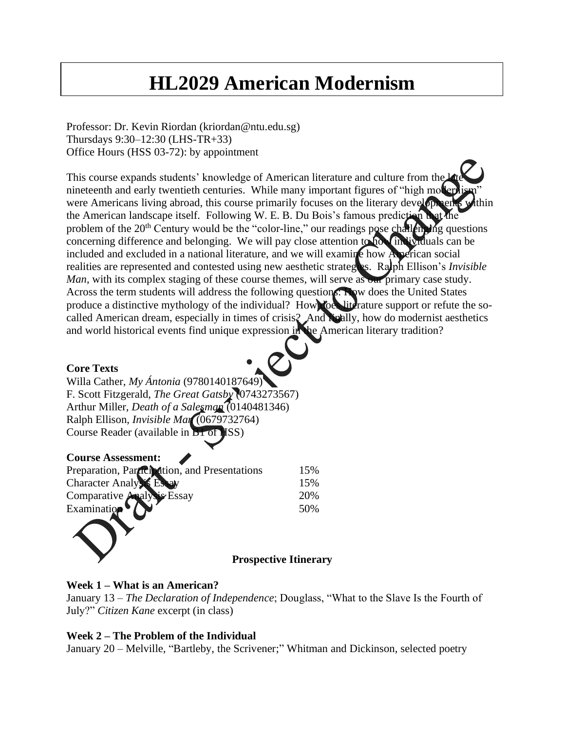# HL2029 American Modernism

Professor: Dr. Kevin Riordan (kriordan@ntu.edu.sg)
Thursdays 9:30–12:30 (LHS-TR+33)
Office Hours (HSS 03-72): by appointment

This course expands students' knowledge of American literature and culture from the late nineteenth and early twentieth centuries. While many important figures of "high modernism" were Americans living abroad, this course primarily focuses on the literary developments within the American landscape itself. Following W. E. B. Du Bois's famous prediction that the problem of the 20th Century would be the "color-line," our readings pose challenging questions concerning difference and belonging. We will pay close attention to how individuals can be included and excluded in a national literature, and we will examine how American social realities are represented and contested using new aesthetic strategies. Ralph Ellison's *Invisible Man*, with its complex staging of these course themes, will serve as our primary case study. Across the term students will address the following questions: How does the United States produce a distinctive mythology of the individual? How does literature support or refute the so-called American dream, especially in times of crisis? And finally, how do modernist aesthetics and world historical events find unique expression in the American literary tradition?

**Core Texts**
Willa Cather, *My Ántonia* (9780140187649)
F. Scott Fitzgerald, *The Great Gatsby* (0743273567)
Arthur Miller, *Death of a Salesman* (0140481346)
Ralph Ellison, *Invisible Man* (0679732764)
Course Reader (available in B1 of HSS)

**Course Assessment:**

| | |
|---|---|
| Preparation, Participation, and Presentations | 15% |
| Character Analysis Essay | 15% |
| Comparative Analysis Essay | 20% |
| Examination | 50% |

Draft - Subject to Change

**Prospective Itinerary**

**Week 1 – What is an American?**
January 13 – *The Declaration of Independence*; Douglass, "What to the Slave Is the Fourth of July?" *Citizen Kane* excerpt (in class)

**Week 2 – The Problem of the Individual**
January 20 – Melville, "Bartleby, the Scrivener;" Whitman and Dickinson, selected poetry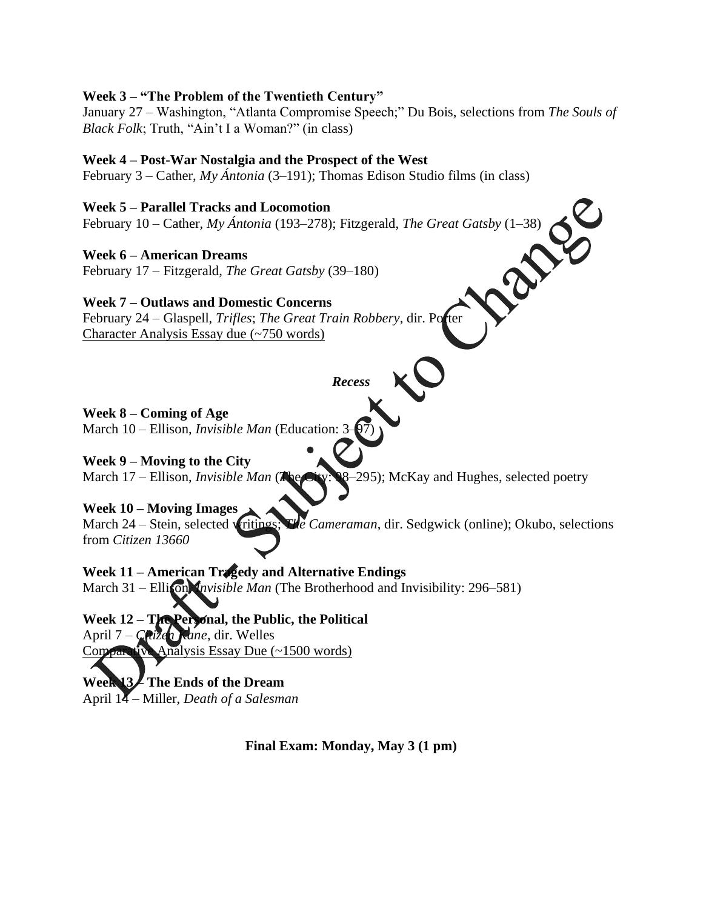**Week 3 – "The Problem of the Twentieth Century"**
January 27 – Washington, "Atlanta Compromise Speech;" Du Bois, selections from *The Souls of Black Folk*; Truth, "Ain't I a Woman?" (in class)

**Week 4 – Post-War Nostalgia and the Prospect of the West**
February 3 – Cather, *My Ántonia* (3–191); Thomas Edison Studio films (in class)

**Week 5 – Parallel Tracks and Locomotion**
February 10 – Cather, *My Ántonia* (193–278); Fitzgerald, *The Great Gatsby* (1–38)

**Week 6 – American Dreams**
February 17 – Fitzgerald, *The Great Gatsby* (39–180)

**Week 7 – Outlaws and Domestic Concerns**
February 24 – Glaspell, *Trifles*; *The Great Train Robbery*, dir. Porter
<u>Character Analysis Essay due (~750 words)</u>

***Recess***

**Week 8 – Coming of Age**
March 10 – Ellison, *Invisible Man* (Education: 3–97)

**Week 9 – Moving to the City**
March 17 – Ellison, *Invisible Man* (The City: 98–295); McKay and Hughes, selected poetry

**Week 10 – Moving Images**
March 24 – Stein, selected writings; *The Cameraman*, dir. Sedgwick (online); Okubo, selections from *Citizen 13660*

**Week 11 – American Tragedy and Alternative Endings**
March 31 – Ellison, *Invisible Man* (The Brotherhood and Invisibility: 296–581)

**Week 12 – The Personal, the Public, the Political**
April 7 – *Citizen Kane*, dir. Welles
<u>Comparative Analysis Essay Due (~1500 words)</u>

**Week 13 – The Ends of the Dream**
April 14 – Miller, *Death of a Salesman*

**Final Exam: Monday, May 3 (1 pm)**

Draft - Subject to Change